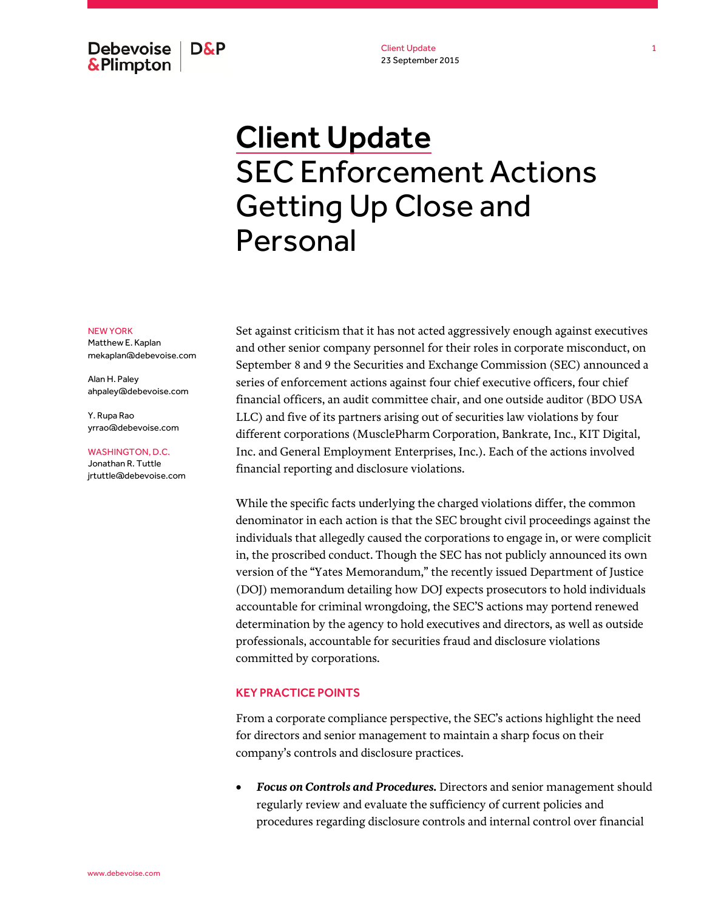# Client Update
# SEC Enforcement Actions Getting Up Close and Personal

NEW YORK
Matthew E. Kaplan
mekaplan@debevoise.com

Alan H. Paley
ahpaley@debevoise.com

Y. Rupa Rao
yrrao@debevoise.com

WASHINGTON, D.C.
Jonathan R. Tuttle
jrtuttle@debevoise.com

Set against criticism that it has not acted aggressively enough against executives and other senior company personnel for their roles in corporate misconduct, on September 8 and 9 the Securities and Exchange Commission (SEC) announced a series of enforcement actions against four chief executive officers, four chief financial officers, an audit committee chair, and one outside auditor (BDO USA LLC) and five of its partners arising out of securities law violations by four different corporations (MusclePharm Corporation, Bankrate, Inc., KIT Digital, Inc. and General Employment Enterprises, Inc.). Each of the actions involved financial reporting and disclosure violations.

While the specific facts underlying the charged violations differ, the common denominator in each action is that the SEC brought civil proceedings against the individuals that allegedly caused the corporations to engage in, or were complicit in, the proscribed conduct. Though the SEC has not publicly announced its own version of the "Yates Memorandum," the recently issued Department of Justice (DOJ) memorandum detailing how DOJ expects prosecutors to hold individuals accountable for criminal wrongdoing, the SEC'S actions may portend renewed determination by the agency to hold executives and directors, as well as outside professionals, accountable for securities fraud and disclosure violations committed by corporations.

## KEY PRACTICE POINTS

From a corporate compliance perspective, the SEC's actions highlight the need for directors and senior management to maintain a sharp focus on their company's controls and disclosure practices.

- ***Focus on Controls and Procedures.*** Directors and senior management should regularly review and evaluate the sufficiency of current policies and procedures regarding disclosure controls and internal control over financial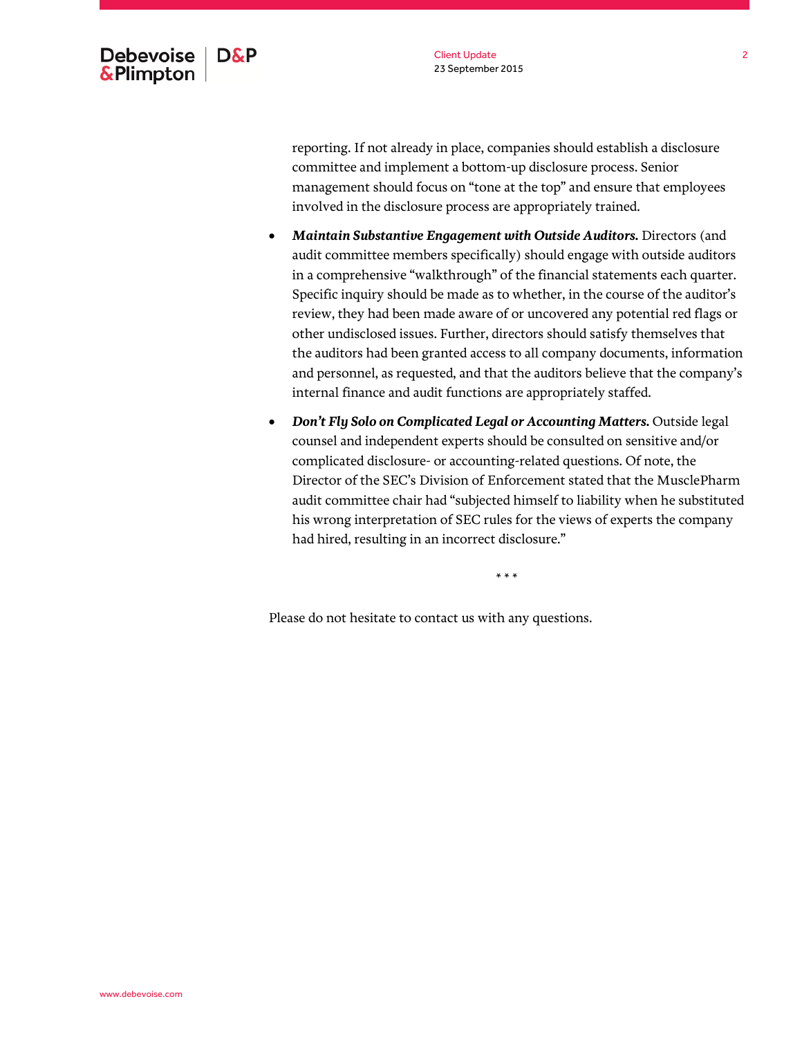reporting. If not already in place, companies should establish a disclosure committee and implement a bottom-up disclosure process. Senior management should focus on "tone at the top" and ensure that employees involved in the disclosure process are appropriately trained.

- ***Maintain Substantive Engagement with Outside Auditors.*** Directors (and audit committee members specifically) should engage with outside auditors in a comprehensive "walkthrough" of the financial statements each quarter. Specific inquiry should be made as to whether, in the course of the auditor's review, they had been made aware of or uncovered any potential red flags or other undisclosed issues. Further, directors should satisfy themselves that the auditors had been granted access to all company documents, information and personnel, as requested, and that the auditors believe that the company's internal finance and audit functions are appropriately staffed.

- ***Don't Fly Solo on Complicated Legal or Accounting Matters.*** Outside legal counsel and independent experts should be consulted on sensitive and/or complicated disclosure- or accounting-related questions. Of note, the Director of the SEC's Division of Enforcement stated that the MusclePharm audit committee chair had "subjected himself to liability when he substituted his wrong interpretation of SEC rules for the views of experts the company had hired, resulting in an incorrect disclosure."

\* \* \*

Please do not hesitate to contact us with any questions.